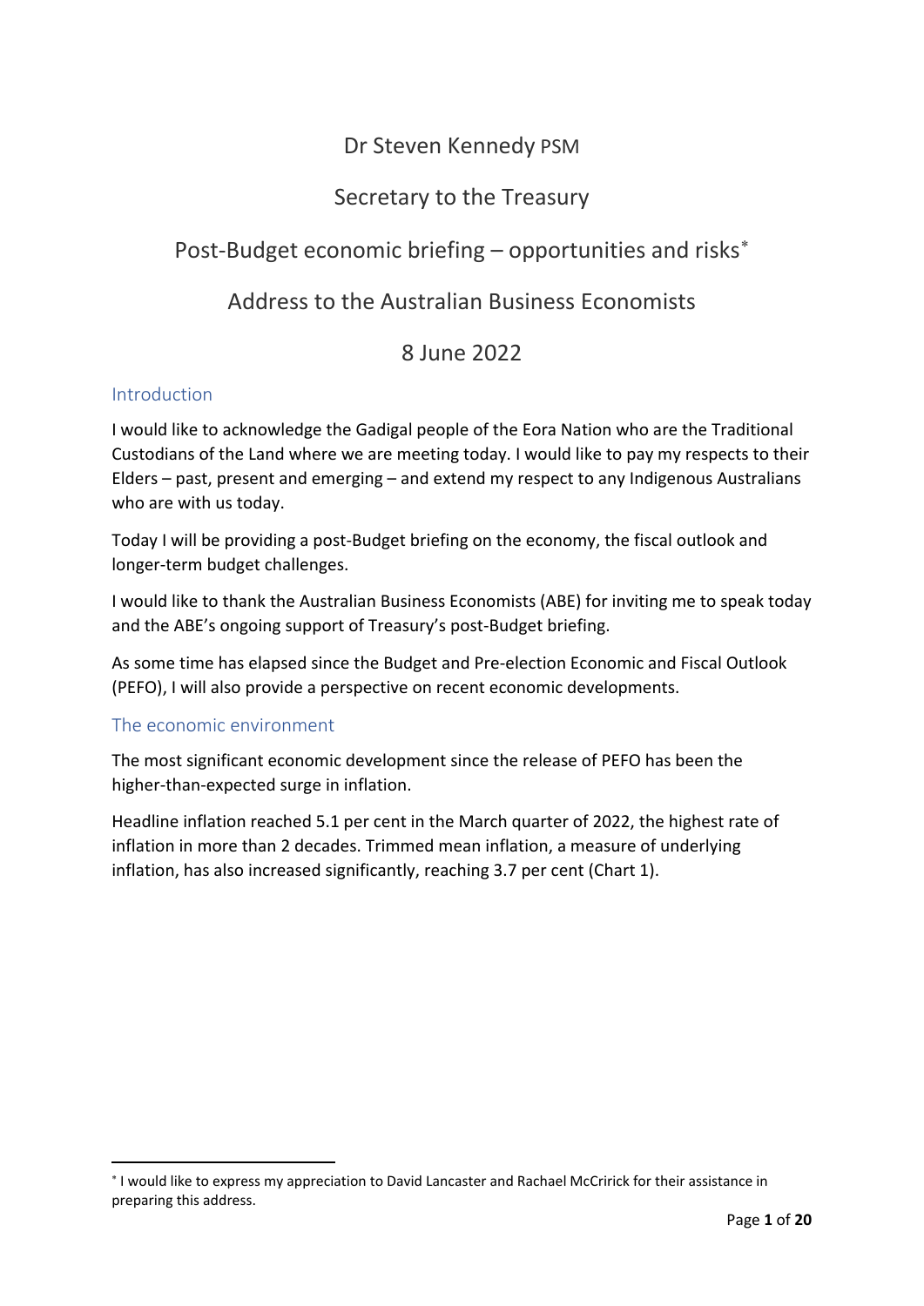# Dr Steven Kennedy PSM

## Secretary to the Treasury

## Post-Budget economic briefing – opportunities and risks[*]

## Address to the Australian Business Economists

## 8 June 2022

### Introduction

I would like to acknowledge the Gadigal people of the Eora Nation who are the Traditional Custodians of the Land where we are meeting today. I would like to pay my respects to their Elders – past, present and emerging – and extend my respect to any Indigenous Australians who are with us today.

Today I will be providing a post-Budget briefing on the economy, the fiscal outlook and longer-term budget challenges.

I would like to thank the Australian Business Economists (ABE) for inviting me to speak today and the ABE's ongoing support of Treasury's post-Budget briefing.

As some time has elapsed since the Budget and Pre-election Economic and Fiscal Outlook (PEFO), I will also provide a perspective on recent economic developments.

### The economic environment

The most significant economic development since the release of PEFO has been the higher-than-expected surge in inflation.

Headline inflation reached 5.1 per cent in the March quarter of 2022, the highest rate of inflation in more than 2 decades. Trimmed mean inflation, a measure of underlying inflation, has also increased significantly, reaching 3.7 per cent (Chart 1).

---

[*] I would like to express my appreciation to David Lancaster and Rachael McCririck for their assistance in preparing this address.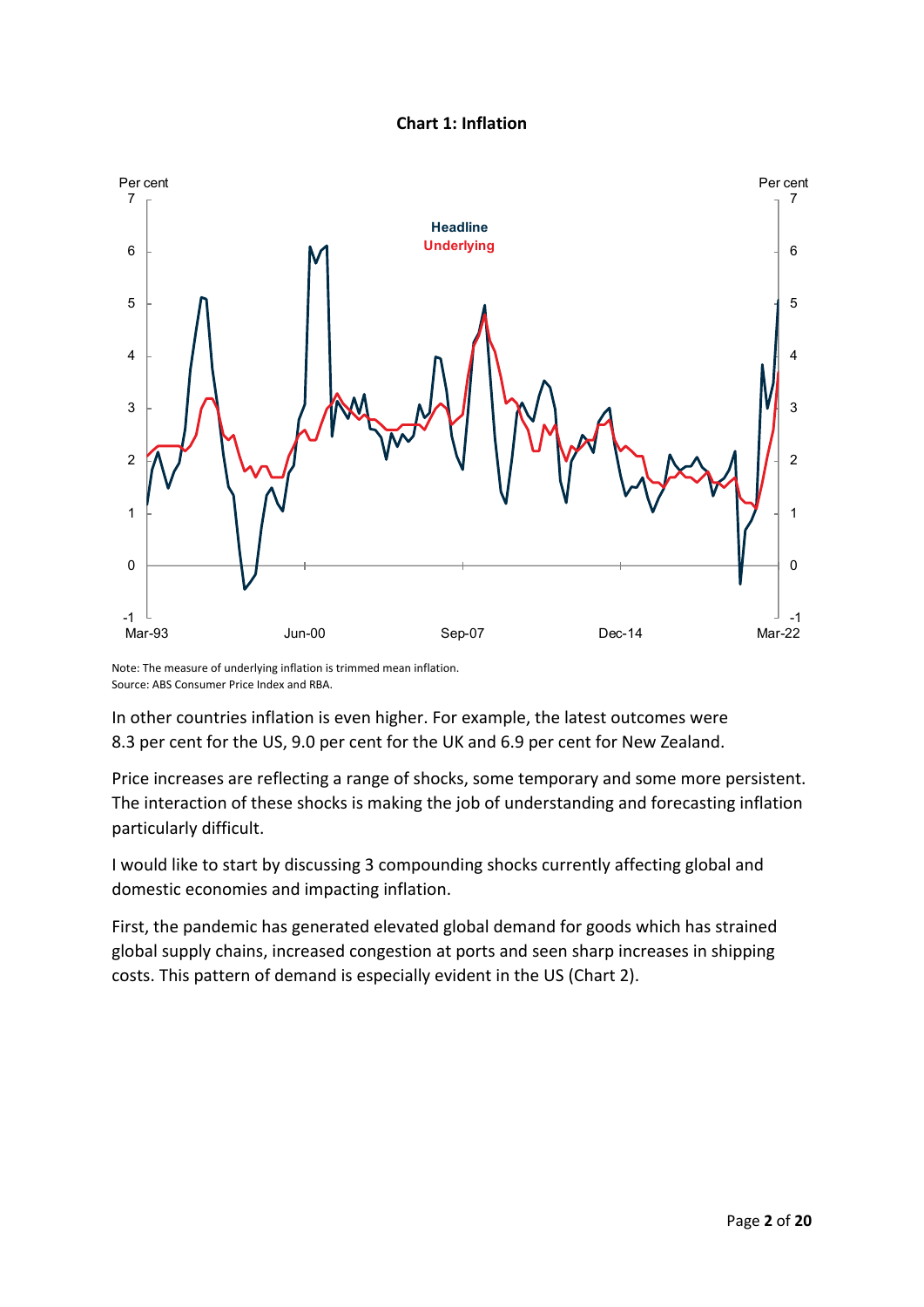**Chart 1: Inflation**

Note: The measure of underlying inflation is trimmed mean inflation.
Source: ABS Consumer Price Index and RBA.

In other countries inflation is even higher. For example, the latest outcomes were 8.3 per cent for the US, 9.0 per cent for the UK and 6.9 per cent for New Zealand.

Price increases are reflecting a range of shocks, some temporary and some more persistent. The interaction of these shocks is making the job of understanding and forecasting inflation particularly difficult.

I would like to start by discussing 3 compounding shocks currently affecting global and domestic economies and impacting inflation.

First, the pandemic has generated elevated global demand for goods which has strained global supply chains, increased congestion at ports and seen sharp increases in shipping costs. This pattern of demand is especially evident in the US (Chart 2).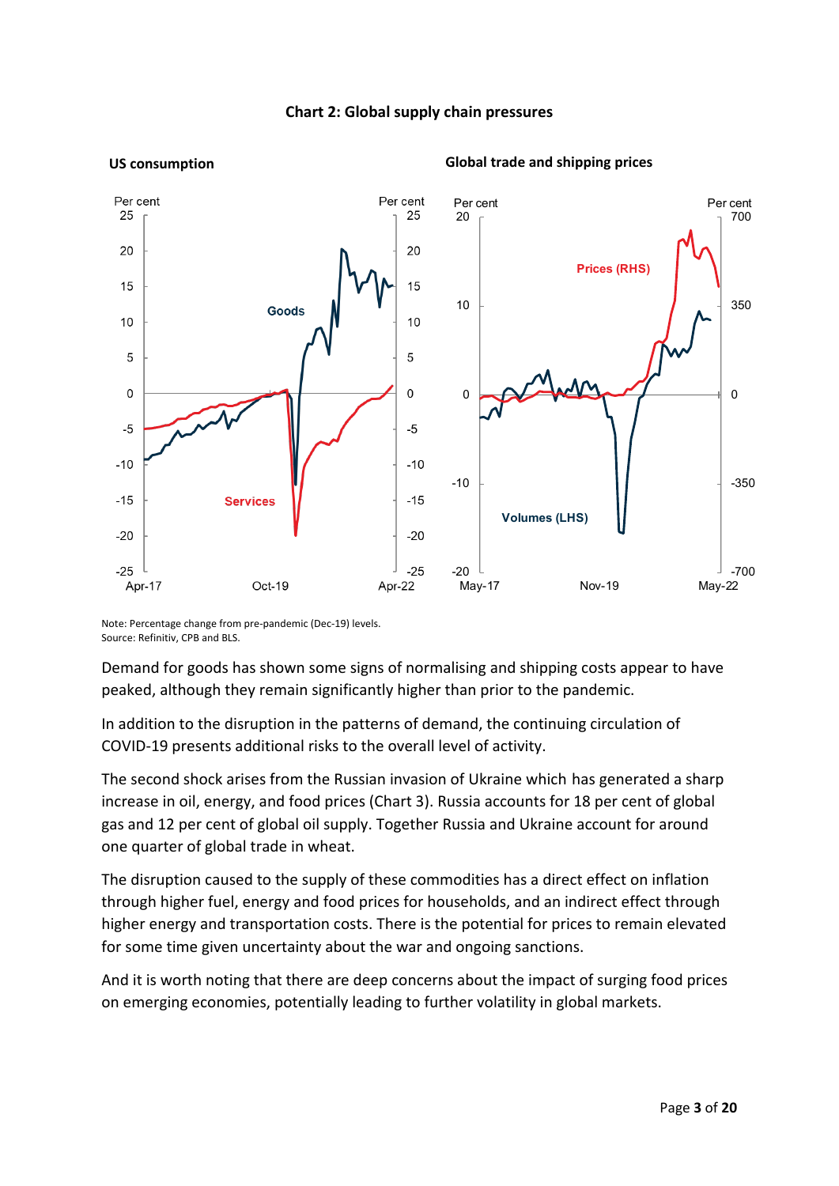**Chart 2: Global supply chain pressures**

**US consumption**

**Global trade and shipping prices**

Note: Percentage change from pre-pandemic (Dec-19) levels.
Source: Refinitiv, CPB and BLS.

Demand for goods has shown some signs of normalising and shipping costs appear to have peaked, although they remain significantly higher than prior to the pandemic.

In addition to the disruption in the patterns of demand, the continuing circulation of COVID-19 presents additional risks to the overall level of activity.

The second shock arises from the Russian invasion of Ukraine which has generated a sharp increase in oil, energy, and food prices (Chart 3). Russia accounts for 18 per cent of global gas and 12 per cent of global oil supply. Together Russia and Ukraine account for around one quarter of global trade in wheat.

The disruption caused to the supply of these commodities has a direct effect on inflation through higher fuel, energy and food prices for households, and an indirect effect through higher energy and transportation costs. There is the potential for prices to remain elevated for some time given uncertainty about the war and ongoing sanctions.

And it is worth noting that there are deep concerns about the impact of surging food prices on emerging economies, potentially leading to further volatility in global markets.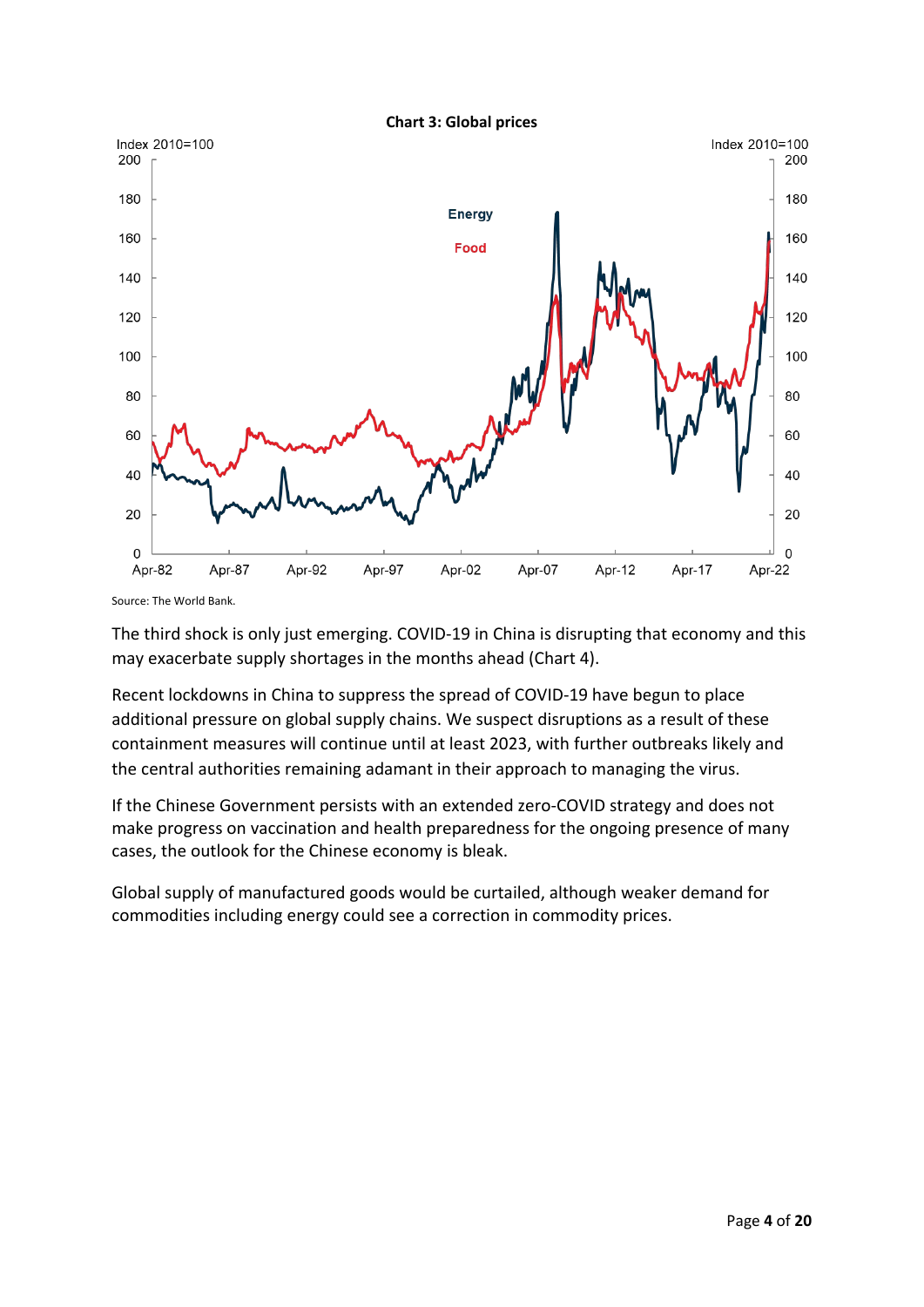**Chart 3: Global prices**

Source: The World Bank.

The third shock is only just emerging. COVID-19 in China is disrupting that economy and this may exacerbate supply shortages in the months ahead (Chart 4).

Recent lockdowns in China to suppress the spread of COVID-19 have begun to place additional pressure on global supply chains. We suspect disruptions as a result of these containment measures will continue until at least 2023, with further outbreaks likely and the central authorities remaining adamant in their approach to managing the virus.

If the Chinese Government persists with an extended zero-COVID strategy and does not make progress on vaccination and health preparedness for the ongoing presence of many cases, the outlook for the Chinese economy is bleak.

Global supply of manufactured goods would be curtailed, although weaker demand for commodities including energy could see a correction in commodity prices.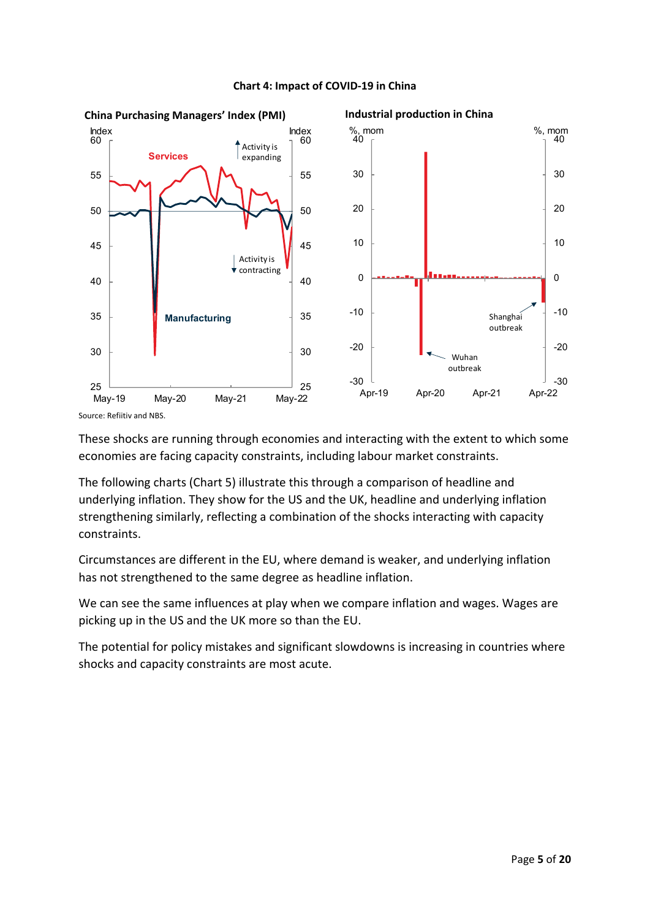**Chart 4: Impact of COVID-19 in China**

Source: Refiitiv and NBS.

These shocks are running through economies and interacting with the extent to which some economies are facing capacity constraints, including labour market constraints.

The following charts (Chart 5) illustrate this through a comparison of headline and underlying inflation. They show for the US and the UK, headline and underlying inflation strengthening similarly, reflecting a combination of the shocks interacting with capacity constraints.

Circumstances are different in the EU, where demand is weaker, and underlying inflation has not strengthened to the same degree as headline inflation.

We can see the same influences at play when we compare inflation and wages. Wages are picking up in the US and the UK more so than the EU.

The potential for policy mistakes and significant slowdowns is increasing in countries where shocks and capacity constraints are most acute.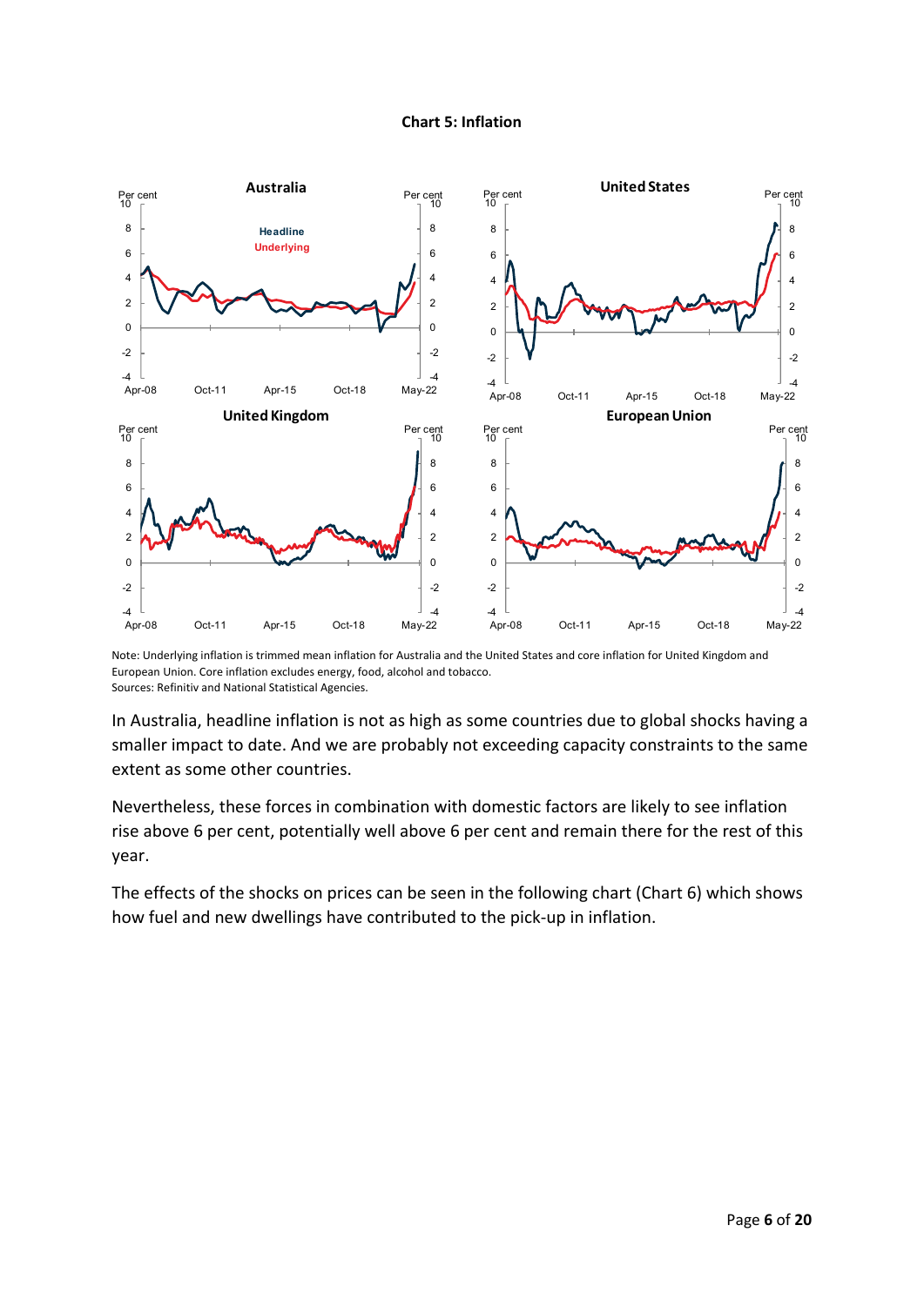**Chart 5: Inflation**

Note: Underlying inflation is trimmed mean inflation for Australia and the United States and core inflation for United Kingdom and European Union. Core inflation excludes energy, food, alcohol and tobacco.
Sources: Refinitiv and National Statistical Agencies.

In Australia, headline inflation is not as high as some countries due to global shocks having a smaller impact to date. And we are probably not exceeding capacity constraints to the same extent as some other countries.

Nevertheless, these forces in combination with domestic factors are likely to see inflation rise above 6 per cent, potentially well above 6 per cent and remain there for the rest of this year.

The effects of the shocks on prices can be seen in the following chart (Chart 6) which shows how fuel and new dwellings have contributed to the pick-up in inflation.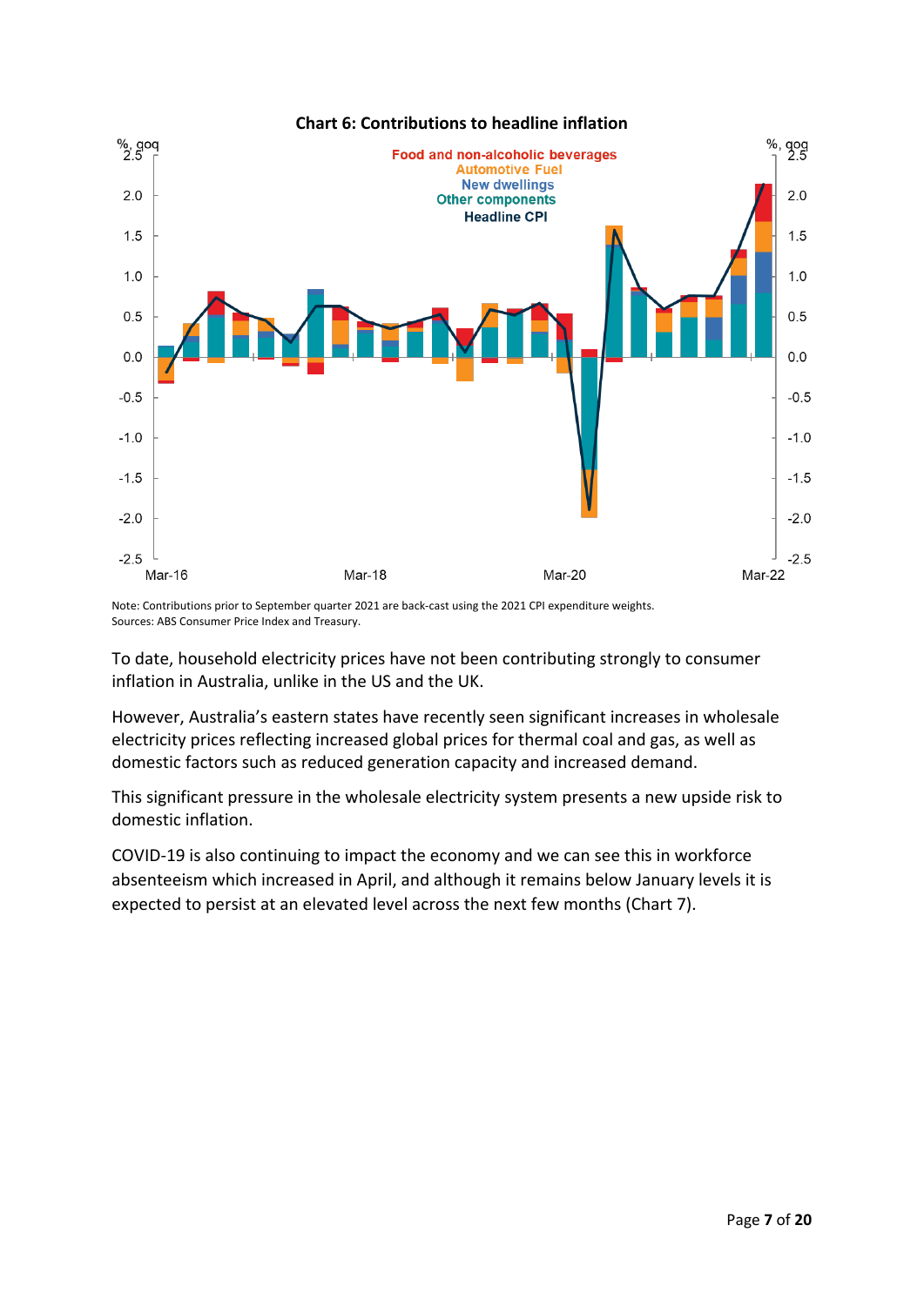**Chart 6: Contributions to headline inflation**

Note: Contributions prior to September quarter 2021 are back-cast using the 2021 CPI expenditure weights.
Sources: ABS Consumer Price Index and Treasury.

To date, household electricity prices have not been contributing strongly to consumer inflation in Australia, unlike in the US and the UK.

However, Australia's eastern states have recently seen significant increases in wholesale electricity prices reflecting increased global prices for thermal coal and gas, as well as domestic factors such as reduced generation capacity and increased demand.

This significant pressure in the wholesale electricity system presents a new upside risk to domestic inflation.

COVID-19 is also continuing to impact the economy and we can see this in workforce absenteeism which increased in April, and although it remains below January levels it is expected to persist at an elevated level across the next few months (Chart 7).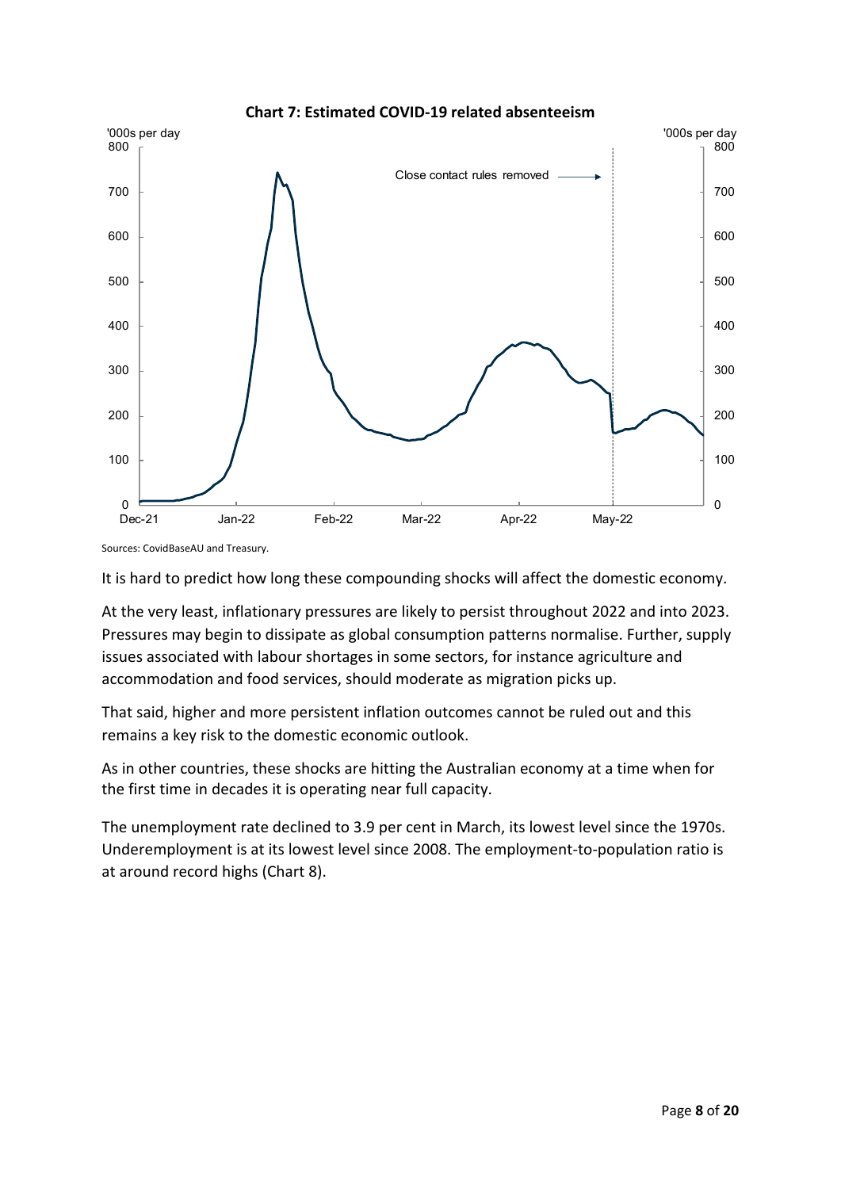**Chart 7: Estimated COVID-19 related absenteeism**

Sources: CovidBaseAU and Treasury.

It is hard to predict how long these compounding shocks will affect the domestic economy.

At the very least, inflationary pressures are likely to persist throughout 2022 and into 2023. Pressures may begin to dissipate as global consumption patterns normalise. Further, supply issues associated with labour shortages in some sectors, for instance agriculture and accommodation and food services, should moderate as migration picks up.

That said, higher and more persistent inflation outcomes cannot be ruled out and this remains a key risk to the domestic economic outlook.

As in other countries, these shocks are hitting the Australian economy at a time when for the first time in decades it is operating near full capacity.

The unemployment rate declined to 3.9 per cent in March, its lowest level since the 1970s. Underemployment is at its lowest level since 2008. The employment-to-population ratio is at around record highs (Chart 8).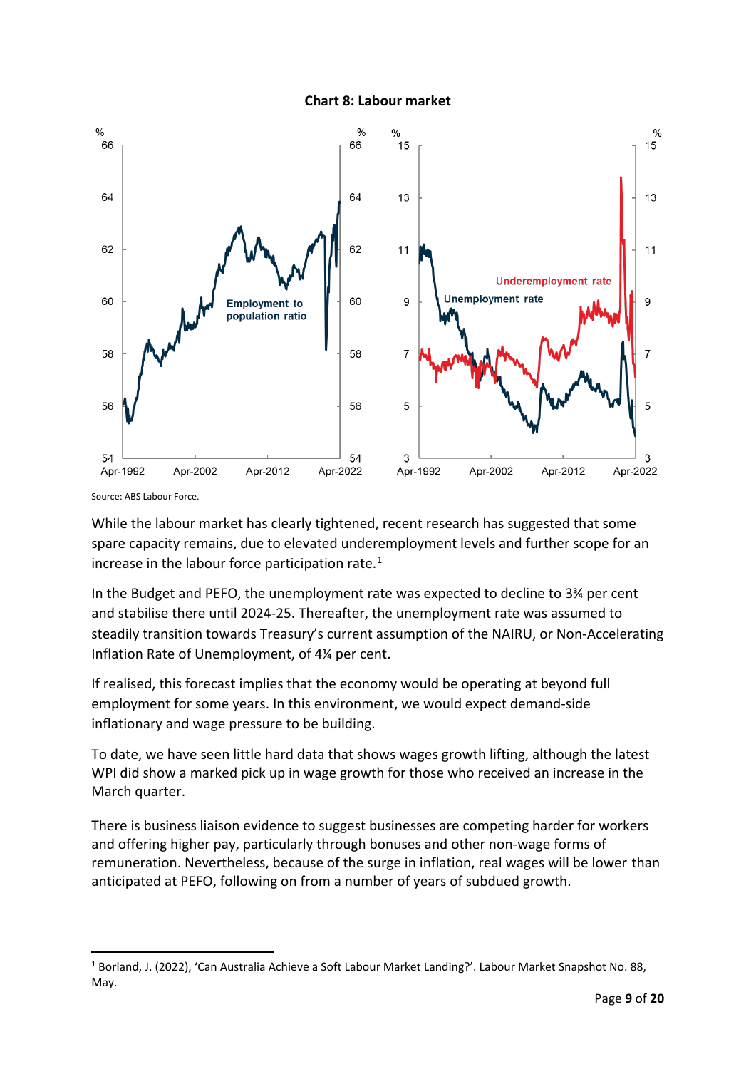**Chart 8: Labour market**

Source: ABS Labour Force.

While the labour market has clearly tightened, recent research has suggested that some spare capacity remains, due to elevated underemployment levels and further scope for an increase in the labour force participation rate.[1]

In the Budget and PEFO, the unemployment rate was expected to decline to 3¾ per cent and stabilise there until 2024-25. Thereafter, the unemployment rate was assumed to steadily transition towards Treasury's current assumption of the NAIRU, or Non-Accelerating Inflation Rate of Unemployment, of 4¼ per cent.

If realised, this forecast implies that the economy would be operating at beyond full employment for some years. In this environment, we would expect demand-side inflationary and wage pressure to be building.

To date, we have seen little hard data that shows wages growth lifting, although the latest WPI did show a marked pick up in wage growth for those who received an increase in the March quarter.

There is business liaison evidence to suggest businesses are competing harder for workers and offering higher pay, particularly through bonuses and other non-wage forms of remuneration. Nevertheless, because of the surge in inflation, real wages will be lower than anticipated at PEFO, following on from a number of years of subdued growth.

[1] Borland, J. (2022), 'Can Australia Achieve a Soft Labour Market Landing?'. Labour Market Snapshot No. 88, May.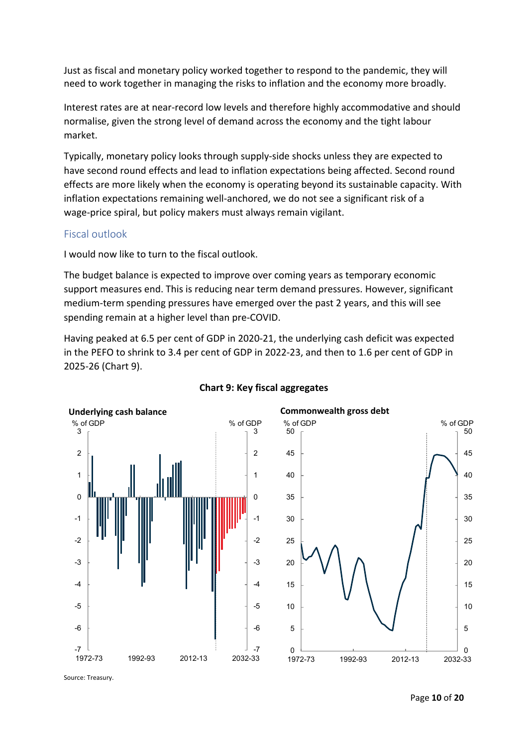Just as fiscal and monetary policy worked together to respond to the pandemic, they will need to work together in managing the risks to inflation and the economy more broadly.

Interest rates are at near-record low levels and therefore highly accommodative and should normalise, given the strong level of demand across the economy and the tight labour market.

Typically, monetary policy looks through supply-side shocks unless they are expected to have second round effects and lead to inflation expectations being affected. Second round effects are more likely when the economy is operating beyond its sustainable capacity. With inflation expectations remaining well-anchored, we do not see a significant risk of a wage-price spiral, but policy makers must always remain vigilant.

## Fiscal outlook

I would now like to turn to the fiscal outlook.

The budget balance is expected to improve over coming years as temporary economic support measures end. This is reducing near term demand pressures. However, significant medium-term spending pressures have emerged over the past 2 years, and this will see spending remain at a higher level than pre-COVID.

Having peaked at 6.5 per cent of GDP in 2020-21, the underlying cash deficit was expected in the PEFO to shrink to 3.4 per cent of GDP in 2022-23, and then to 1.6 per cent of GDP in 2025-26 (Chart 9).

**Chart 9: Key fiscal aggregates**

Source: Treasury.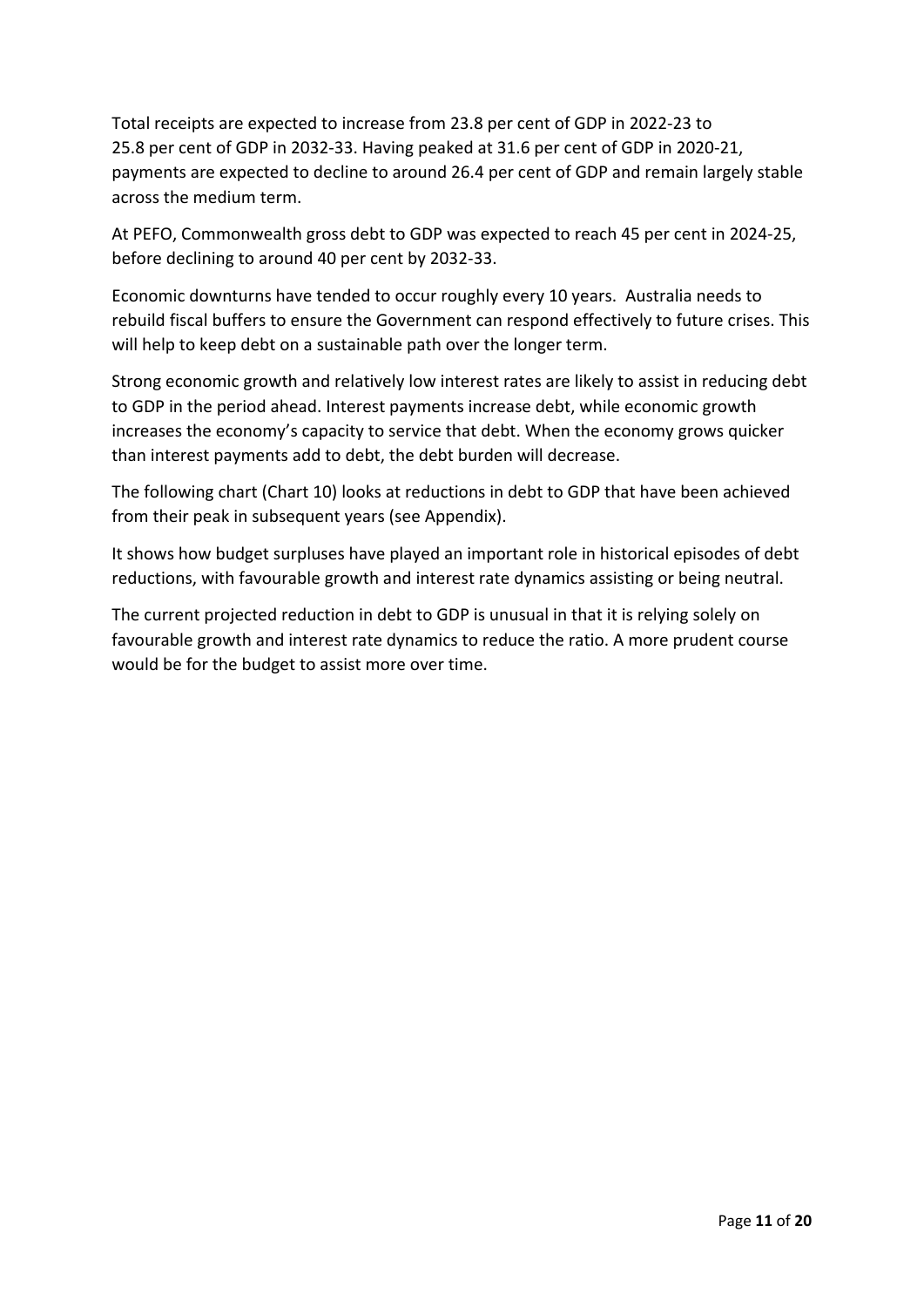Total receipts are expected to increase from 23.8 per cent of GDP in 2022-23 to 25.8 per cent of GDP in 2032-33. Having peaked at 31.6 per cent of GDP in 2020-21, payments are expected to decline to around 26.4 per cent of GDP and remain largely stable across the medium term.

At PEFO, Commonwealth gross debt to GDP was expected to reach 45 per cent in 2024-25, before declining to around 40 per cent by 2032-33.

Economic downturns have tended to occur roughly every 10 years. Australia needs to rebuild fiscal buffers to ensure the Government can respond effectively to future crises. This will help to keep debt on a sustainable path over the longer term.

Strong economic growth and relatively low interest rates are likely to assist in reducing debt to GDP in the period ahead. Interest payments increase debt, while economic growth increases the economy's capacity to service that debt. When the economy grows quicker than interest payments add to debt, the debt burden will decrease.

The following chart (Chart 10) looks at reductions in debt to GDP that have been achieved from their peak in subsequent years (see Appendix).

It shows how budget surpluses have played an important role in historical episodes of debt reductions, with favourable growth and interest rate dynamics assisting or being neutral.

The current projected reduction in debt to GDP is unusual in that it is relying solely on favourable growth and interest rate dynamics to reduce the ratio. A more prudent course would be for the budget to assist more over time.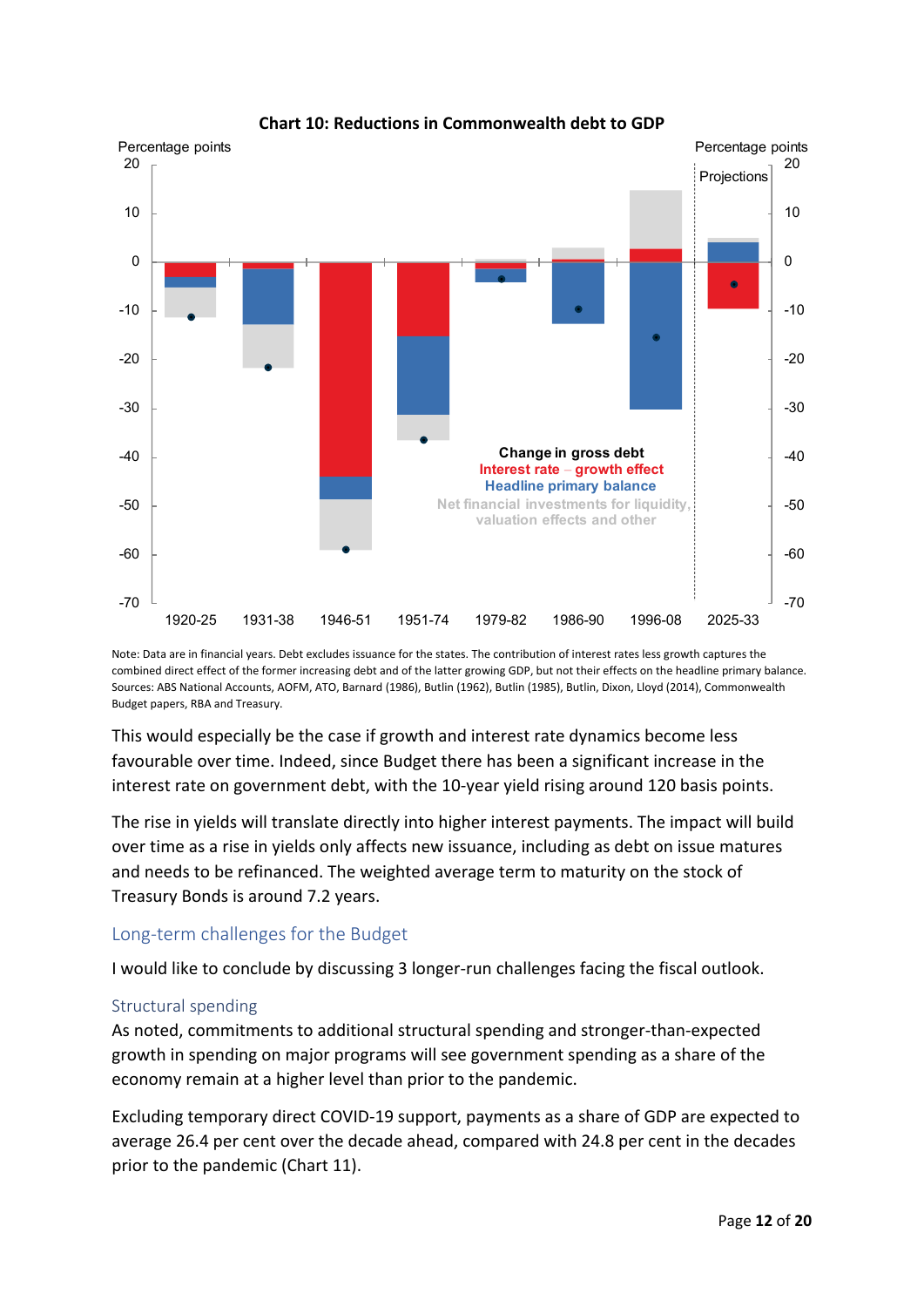**Chart 10: Reductions in Commonwealth debt to GDP**

Note: Data are in financial years. Debt excludes issuance for the states. The contribution of interest rates less growth captures the combined direct effect of the former increasing debt and of the latter growing GDP, but not their effects on the headline primary balance.
Sources: ABS National Accounts, AOFM, ATO, Barnard (1986), Butlin (1962), Butlin (1985), Butlin, Dixon, Lloyd (2014), Commonwealth Budget papers, RBA and Treasury.

This would especially be the case if growth and interest rate dynamics become less favourable over time. Indeed, since Budget there has been a significant increase in the interest rate on government debt, with the 10-year yield rising around 120 basis points.

The rise in yields will translate directly into higher interest payments. The impact will build over time as a rise in yields only affects new issuance, including as debt on issue matures and needs to be refinanced. The weighted average term to maturity on the stock of Treasury Bonds is around 7.2 years.

## Long-term challenges for the Budget

I would like to conclude by discussing 3 longer-run challenges facing the fiscal outlook.

### Structural spending

As noted, commitments to additional structural spending and stronger-than-expected growth in spending on major programs will see government spending as a share of the economy remain at a higher level than prior to the pandemic.

Excluding temporary direct COVID-19 support, payments as a share of GDP are expected to average 26.4 per cent over the decade ahead, compared with 24.8 per cent in the decades prior to the pandemic (Chart 11).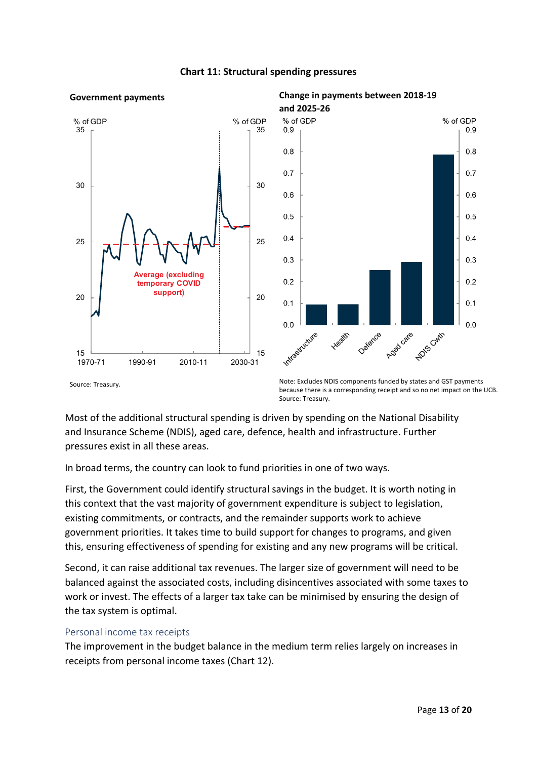**Chart 11: Structural spending pressures**

**Government payments**

Source: Treasury.

**Change in payments between 2018-19 and 2025-26**

Note: Excludes NDIS components funded by states and GST payments because there is a corresponding receipt and so no net impact on the UCB.
Source: Treasury.

Most of the additional structural spending is driven by spending on the National Disability and Insurance Scheme (NDIS), aged care, defence, health and infrastructure. Further pressures exist in all these areas.

In broad terms, the country can look to fund priorities in one of two ways.

First, the Government could identify structural savings in the budget. It is worth noting in this context that the vast majority of government expenditure is subject to legislation, existing commitments, or contracts, and the remainder supports work to achieve government priorities. It takes time to build support for changes to programs, and given this, ensuring effectiveness of spending for existing and any new programs will be critical.

Second, it can raise additional tax revenues. The larger size of government will need to be balanced against the associated costs, including disincentives associated with some taxes to work or invest. The effects of a larger tax take can be minimised by ensuring the design of the tax system is optimal.

### Personal income tax receipts

The improvement in the budget balance in the medium term relies largely on increases in receipts from personal income taxes (Chart 12).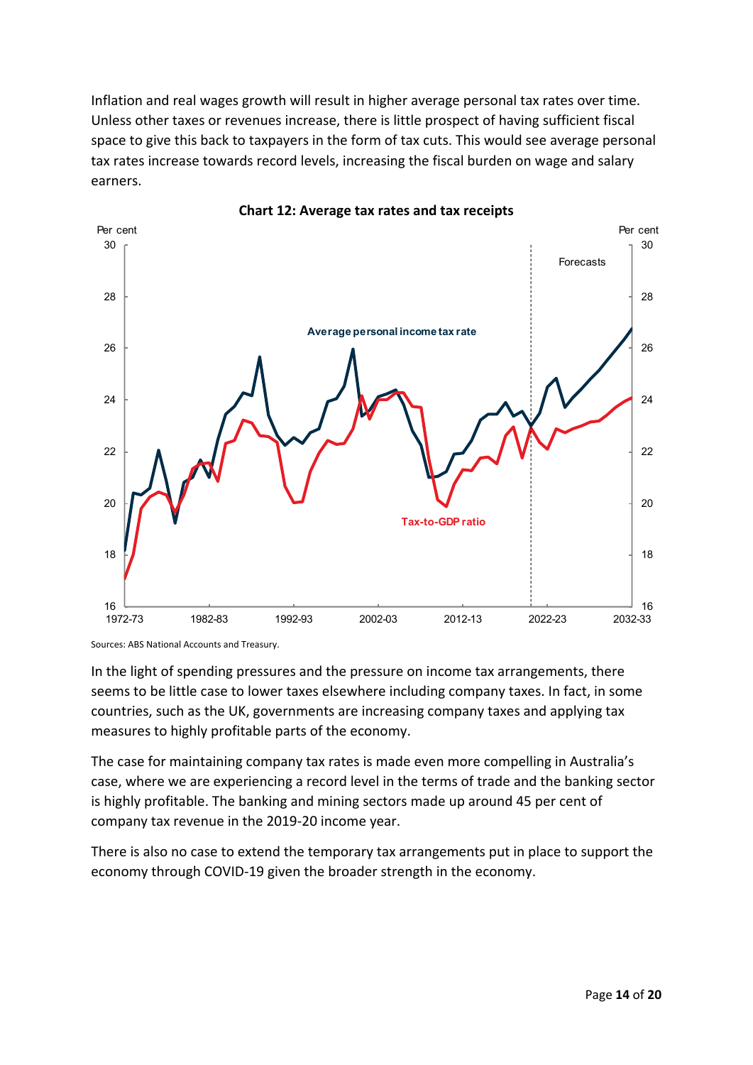Inflation and real wages growth will result in higher average personal tax rates over time. Unless other taxes or revenues increase, there is little prospect of having sufficient fiscal space to give this back to taxpayers in the form of tax cuts. This would see average personal tax rates increase towards record levels, increasing the fiscal burden on wage and salary earners.

**Chart 12: Average tax rates and tax receipts**

Sources: ABS National Accounts and Treasury.

In the light of spending pressures and the pressure on income tax arrangements, there seems to be little case to lower taxes elsewhere including company taxes. In fact, in some countries, such as the UK, governments are increasing company taxes and applying tax measures to highly profitable parts of the economy.

The case for maintaining company tax rates is made even more compelling in Australia's case, where we are experiencing a record level in the terms of trade and the banking sector is highly profitable. The banking and mining sectors made up around 45 per cent of company tax revenue in the 2019-20 income year.

There is also no case to extend the temporary tax arrangements put in place to support the economy through COVID-19 given the broader strength in the economy.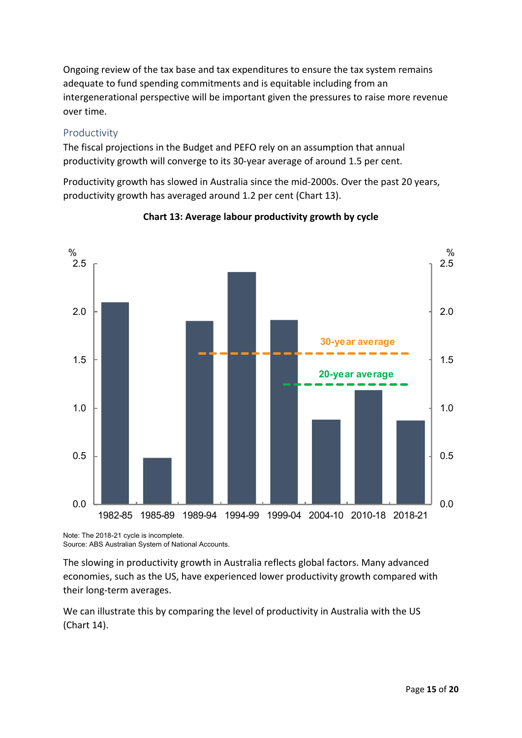Ongoing review of the tax base and tax expenditures to ensure the tax system remains adequate to fund spending commitments and is equitable including from an intergenerational perspective will be important given the pressures to raise more revenue over time.

### Productivity

The fiscal projections in the Budget and PEFO rely on an assumption that annual productivity growth will converge to its 30-year average of around 1.5 per cent.

Productivity growth has slowed in Australia since the mid-2000s. Over the past 20 years, productivity growth has averaged around 1.2 per cent (Chart 13).

**Chart 13: Average labour productivity growth by cycle**

Note: The 2018-21 cycle is incomplete.
Source: ABS Australian System of National Accounts.

The slowing in productivity growth in Australia reflects global factors. Many advanced economies, such as the US, have experienced lower productivity growth compared with their long-term averages.

We can illustrate this by comparing the level of productivity in Australia with the US (Chart 14).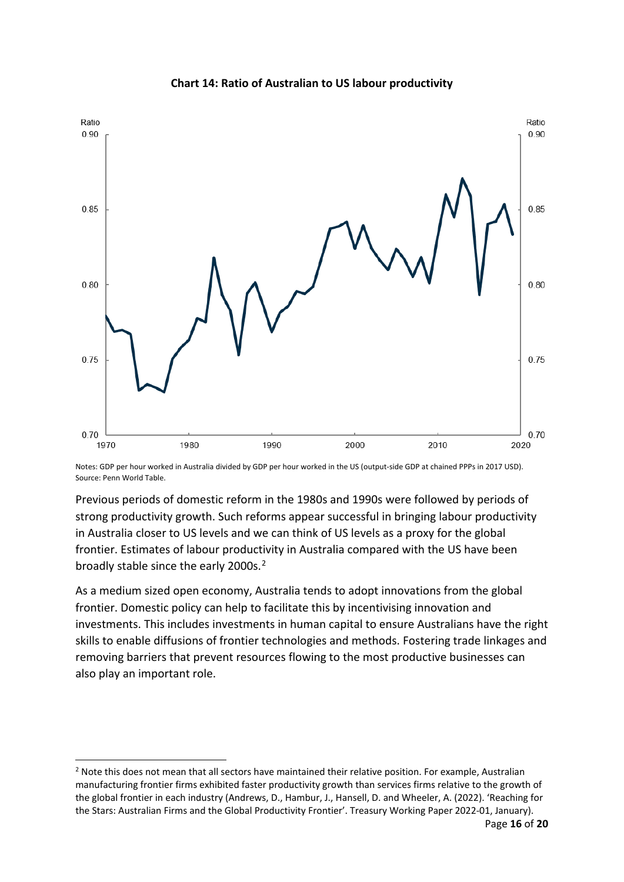**Chart 14: Ratio of Australian to US labour productivity**

Notes: GDP per hour worked in Australia divided by GDP per hour worked in the US (output-side GDP at chained PPPs in 2017 USD).
Source: Penn World Table.

Previous periods of domestic reform in the 1980s and 1990s were followed by periods of strong productivity growth. Such reforms appear successful in bringing labour productivity in Australia closer to US levels and we can think of US levels as a proxy for the global frontier. Estimates of labour productivity in Australia compared with the US have been broadly stable since the early 2000s.[2]

As a medium sized open economy, Australia tends to adopt innovations from the global frontier. Domestic policy can help to facilitate this by incentivising innovation and investments. This includes investments in human capital to ensure Australians have the right skills to enable diffusions of frontier technologies and methods. Fostering trade linkages and removing barriers that prevent resources flowing to the most productive businesses can also play an important role.

[2] Note this does not mean that all sectors have maintained their relative position. For example, Australian manufacturing frontier firms exhibited faster productivity growth than services firms relative to the growth of the global frontier in each industry (Andrews, D., Hambur, J., Hansell, D. and Wheeler, A. (2022). 'Reaching for the Stars: Australian Firms and the Global Productivity Frontier'. Treasury Working Paper 2022-01, January).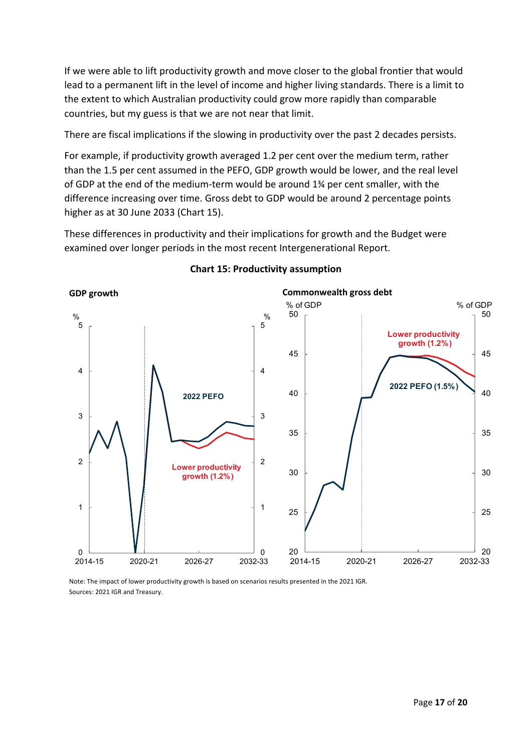If we were able to lift productivity growth and move closer to the global frontier that would lead to a permanent lift in the level of income and higher living standards. There is a limit to the extent to which Australian productivity could grow more rapidly than comparable countries, but my guess is that we are not near that limit.

There are fiscal implications if the slowing in productivity over the past 2 decades persists.

For example, if productivity growth averaged 1.2 per cent over the medium term, rather than the 1.5 per cent assumed in the PEFO, GDP growth would be lower, and the real level of GDP at the end of the medium-term would be around 1¾ per cent smaller, with the difference increasing over time. Gross debt to GDP would be around 2 percentage points higher as at 30 June 2033 (Chart 15).

These differences in productivity and their implications for growth and the Budget were examined over longer periods in the most recent Intergenerational Report.

**Chart 15: Productivity assumption**

Note: The impact of lower productivity growth is based on scenarios results presented in the 2021 IGR.
Sources: 2021 IGR and Treasury.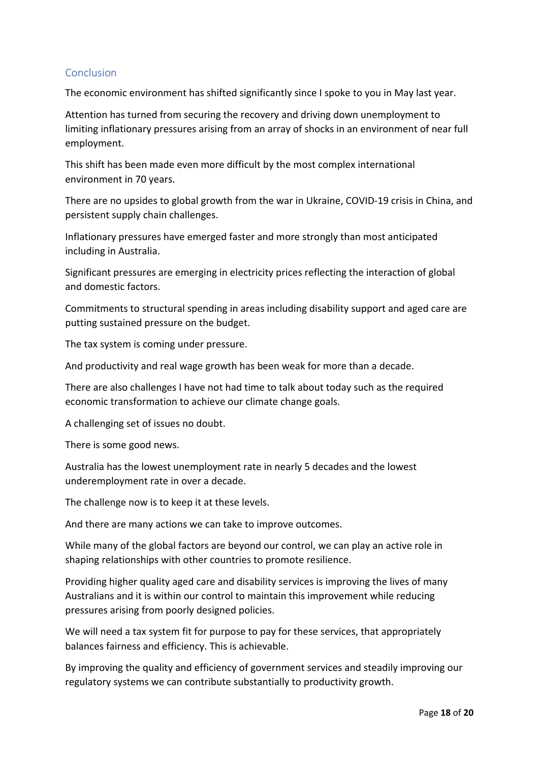## Conclusion

The economic environment has shifted significantly since I spoke to you in May last year.

Attention has turned from securing the recovery and driving down unemployment to limiting inflationary pressures arising from an array of shocks in an environment of near full employment.

This shift has been made even more difficult by the most complex international environment in 70 years.

There are no upsides to global growth from the war in Ukraine, COVID-19 crisis in China, and persistent supply chain challenges.

Inflationary pressures have emerged faster and more strongly than most anticipated including in Australia.

Significant pressures are emerging in electricity prices reflecting the interaction of global and domestic factors.

Commitments to structural spending in areas including disability support and aged care are putting sustained pressure on the budget.

The tax system is coming under pressure.

And productivity and real wage growth has been weak for more than a decade.

There are also challenges I have not had time to talk about today such as the required economic transformation to achieve our climate change goals.

A challenging set of issues no doubt.

There is some good news.

Australia has the lowest unemployment rate in nearly 5 decades and the lowest underemployment rate in over a decade.

The challenge now is to keep it at these levels.

And there are many actions we can take to improve outcomes.

While many of the global factors are beyond our control, we can play an active role in shaping relationships with other countries to promote resilience.

Providing higher quality aged care and disability services is improving the lives of many Australians and it is within our control to maintain this improvement while reducing pressures arising from poorly designed policies.

We will need a tax system fit for purpose to pay for these services, that appropriately balances fairness and efficiency. This is achievable.

By improving the quality and efficiency of government services and steadily improving our regulatory systems we can contribute substantially to productivity growth.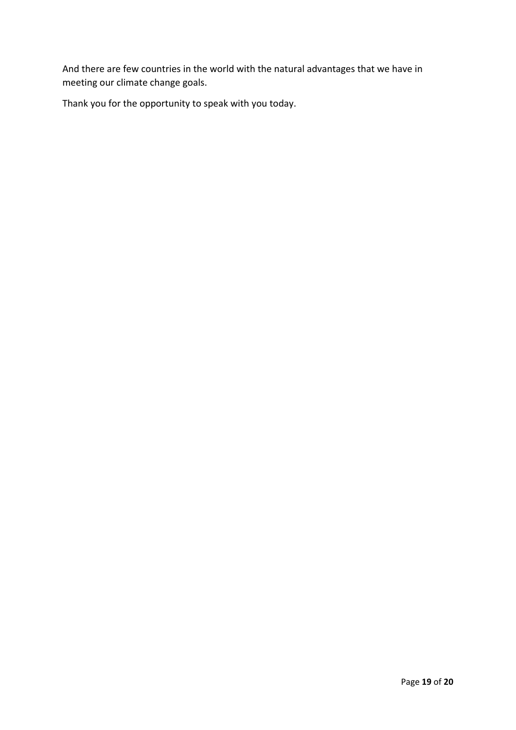And there are few countries in the world with the natural advantages that we have in meeting our climate change goals.

Thank you for the opportunity to speak with you today.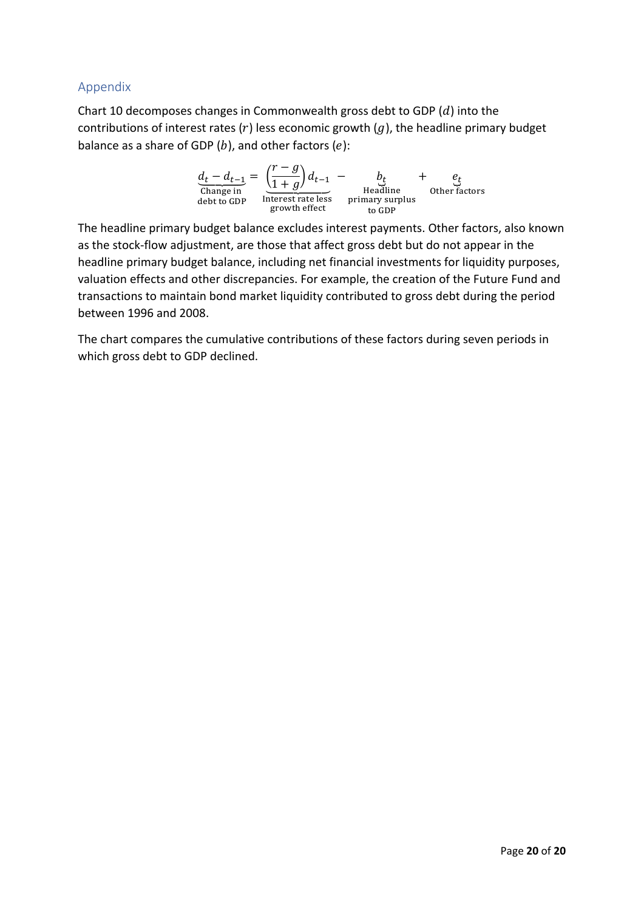## Appendix

Chart 10 decomposes changes in Commonwealth gross debt to GDP ($d$) into the contributions of interest rates ($r$) less economic growth ($g$), the headline primary budget balance as a share of GDP ($b$), and other factors ($e$):

$$\underbrace{d_t - d_{t-1}}_{\substack{\text{Change in} \\ \text{debt to GDP}}} = \underbrace{\left(\frac{r-g}{1+g}\right) d_{t-1}}_{\substack{\text{Interest rate less} \\ \text{growth effect}}} - \underbrace{b_t}_{\substack{\text{Headline} \\ \text{primary surplus} \\ \text{to GDP}}} + \underbrace{e_t}_{\text{Other factors}}$$

The headline primary budget balance excludes interest payments. Other factors, also known as the stock-flow adjustment, are those that affect gross debt but do not appear in the headline primary budget balance, including net financial investments for liquidity purposes, valuation effects and other discrepancies. For example, the creation of the Future Fund and transactions to maintain bond market liquidity contributed to gross debt during the period between 1996 and 2008.

The chart compares the cumulative contributions of these factors during seven periods in which gross debt to GDP declined.